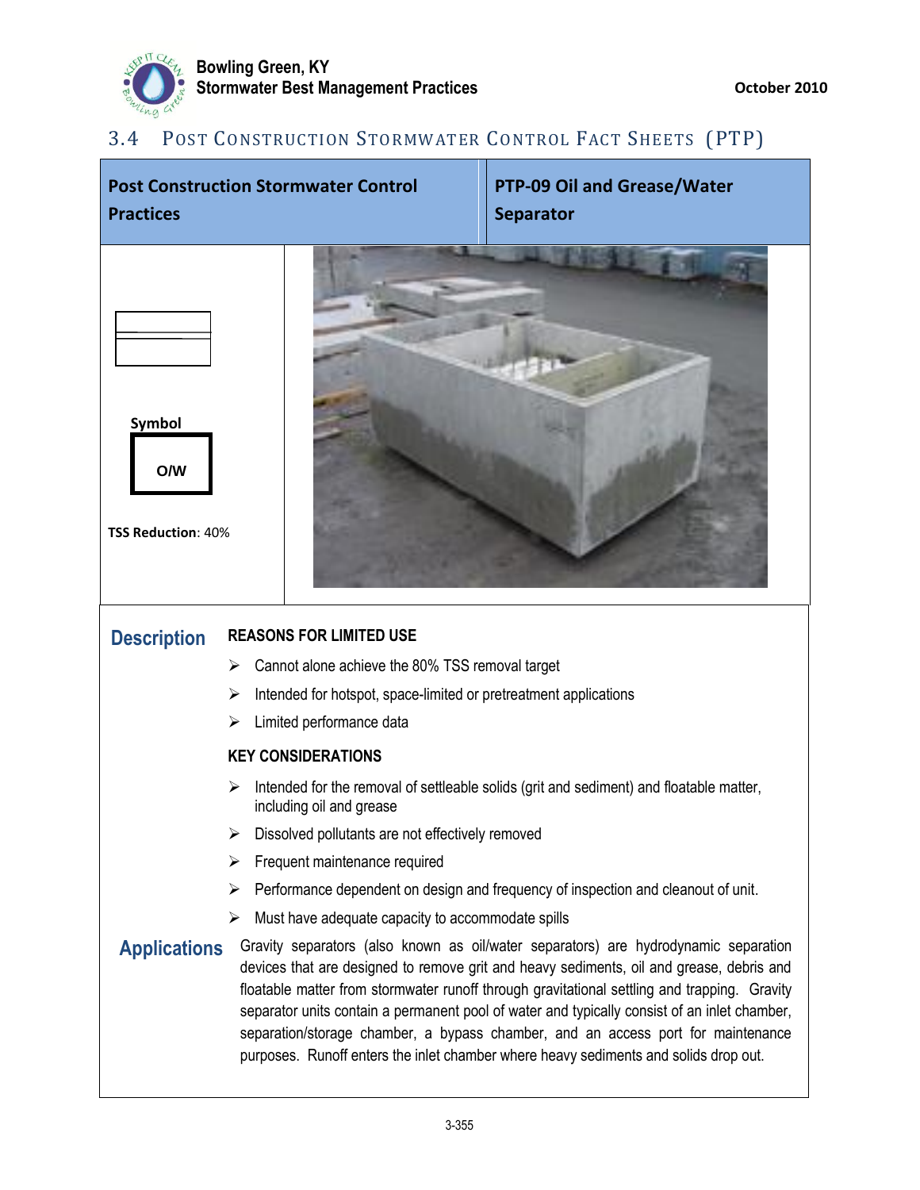## 3.4 Post Construction Stormwater Control Fact Sheets (PTP)

| Post Construction Stormwater Control Practices | PTP-09 Oil and Grease/Water Separator |
| --- | --- |

Symbol

O/W

**TSS Reduction**: 40%

### Description

**REASONS FOR LIMITED USE**

- Cannot alone achieve the 80% TSS removal target
- Intended for hotspot, space-limited or pretreatment applications
- Limited performance data

**KEY CONSIDERATIONS**

- Intended for the removal of settleable solids (grit and sediment) and floatable matter, including oil and grease
- Dissolved pollutants are not effectively removed
- Frequent maintenance required
- Performance dependent on design and frequency of inspection and cleanout of unit.
- Must have adequate capacity to accommodate spills

### Applications

Gravity separators (also known as oil/water separators) are hydrodynamic separation devices that are designed to remove grit and heavy sediments, oil and grease, debris and floatable matter from stormwater runoff through gravitational settling and trapping. Gravity separator units contain a permanent pool of water and typically consist of an inlet chamber, separation/storage chamber, a bypass chamber, and an access port for maintenance purposes. Runoff enters the inlet chamber where heavy sediments and solids drop out.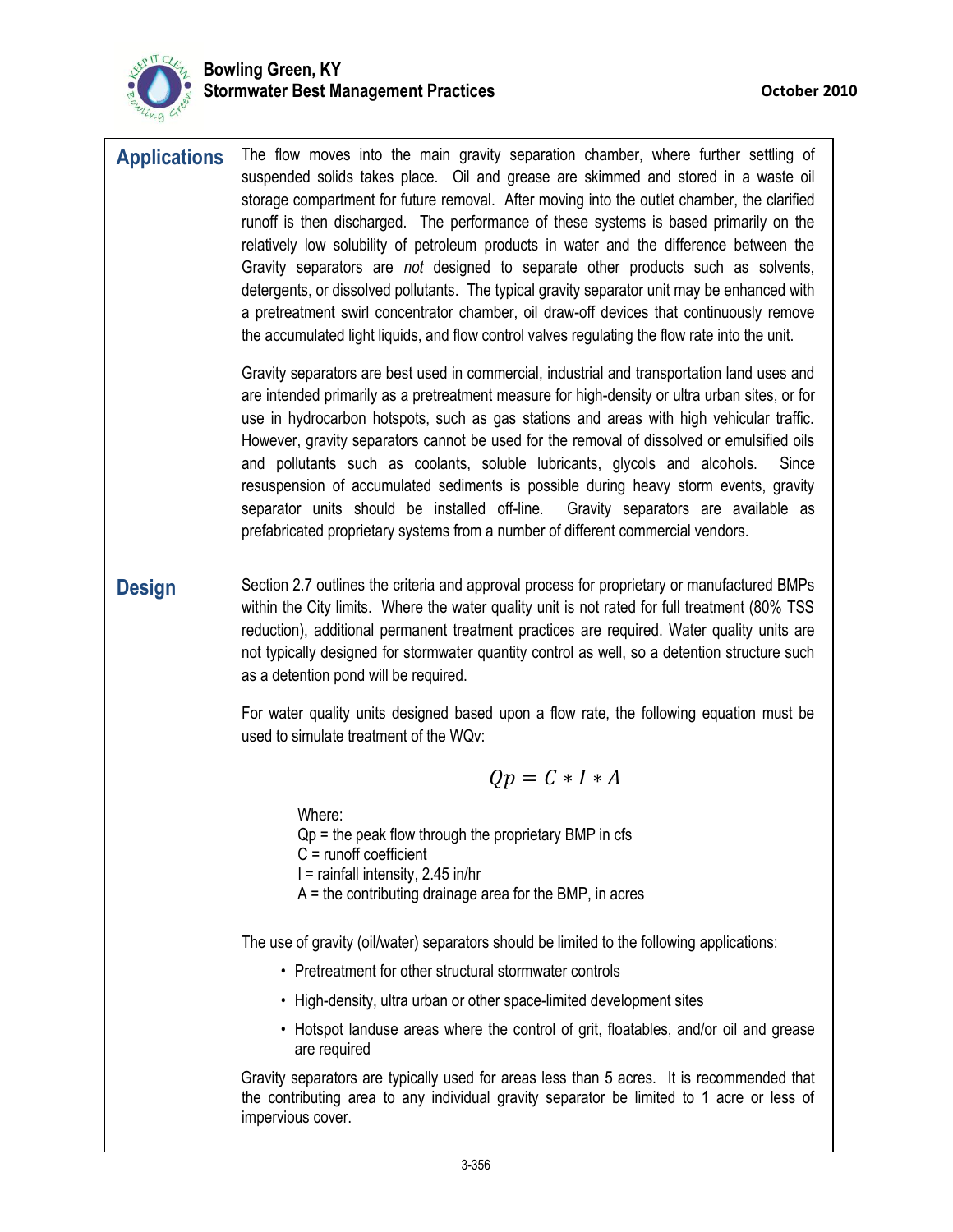## Applications

The flow moves into the main gravity separation chamber, where further settling of suspended solids takes place. Oil and grease are skimmed and stored in a waste oil storage compartment for future removal. After moving into the outlet chamber, the clarified runoff is then discharged. The performance of these systems is based primarily on the relatively low solubility of petroleum products in water and the difference between the Gravity separators are *not* designed to separate other products such as solvents, detergents, or dissolved pollutants. The typical gravity separator unit may be enhanced with a pretreatment swirl concentrator chamber, oil draw-off devices that continuously remove the accumulated light liquids, and flow control valves regulating the flow rate into the unit.

Gravity separators are best used in commercial, industrial and transportation land uses and are intended primarily as a pretreatment measure for high-density or ultra urban sites, or for use in hydrocarbon hotspots, such as gas stations and areas with high vehicular traffic. However, gravity separators cannot be used for the removal of dissolved or emulsified oils and pollutants such as coolants, soluble lubricants, glycols and alcohols. Since resuspension of accumulated sediments is possible during heavy storm events, gravity separator units should be installed off-line. Gravity separators are available as prefabricated proprietary systems from a number of different commercial vendors.

## Design

Section 2.7 outlines the criteria and approval process for proprietary or manufactured BMPs within the City limits. Where the water quality unit is not rated for full treatment (80% TSS reduction), additional permanent treatment practices are required. Water quality units are not typically designed for stormwater quantity control as well, so a detention structure such as a detention pond will be required.

For water quality units designed based upon a flow rate, the following equation must be used to simulate treatment of the WQv:

$$Qp = C * I * A$$

Where:
Qp = the peak flow through the proprietary BMP in cfs
C = runoff coefficient
I = rainfall intensity, 2.45 in/hr
A = the contributing drainage area for the BMP, in acres

The use of gravity (oil/water) separators should be limited to the following applications:

- Pretreatment for other structural stormwater controls
- High-density, ultra urban or other space-limited development sites
- Hotspot landuse areas where the control of grit, floatables, and/or oil and grease are required

Gravity separators are typically used for areas less than 5 acres. It is recommended that the contributing area to any individual gravity separator be limited to 1 acre or less of impervious cover.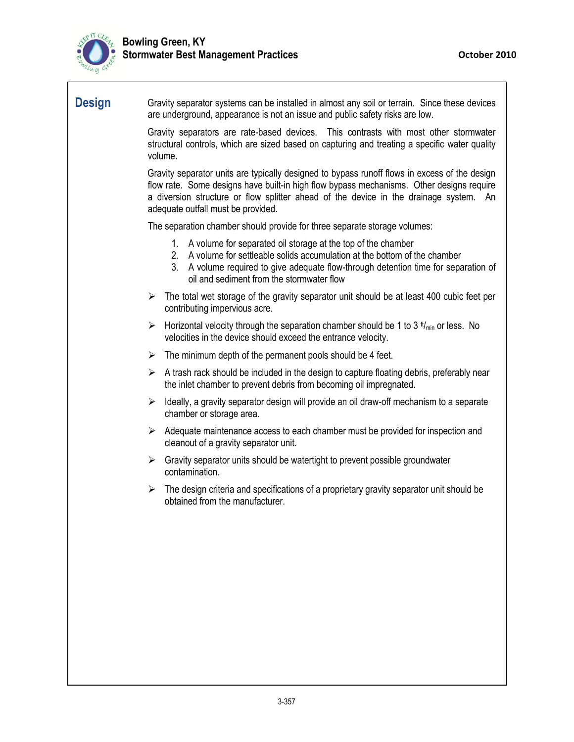## Design

Gravity separator systems can be installed in almost any soil or terrain. Since these devices are underground, appearance is not an issue and public safety risks are low.

Gravity separators are rate-based devices. This contrasts with most other stormwater structural controls, which are sized based on capturing and treating a specific water quality volume.

Gravity separator units are typically designed to bypass runoff flows in excess of the design flow rate. Some designs have built-in high flow bypass mechanisms. Other designs require a diversion structure or flow splitter ahead of the device in the drainage system. An adequate outfall must be provided.

The separation chamber should provide for three separate storage volumes:

1. A volume for separated oil storage at the top of the chamber
2. A volume for settleable solids accumulation at the bottom of the chamber
3. A volume required to give adequate flow-through detention time for separation of oil and sediment from the stormwater flow

- The total wet storage of the gravity separator unit should be at least 400 cubic feet per contributing impervious acre.
- Horizontal velocity through the separation chamber should be 1 to 3 $^{ft}/_{min}$ or less. No velocities in the device should exceed the entrance velocity.
- The minimum depth of the permanent pools should be 4 feet.
- A trash rack should be included in the design to capture floating debris, preferably near the inlet chamber to prevent debris from becoming oil impregnated.
- Ideally, a gravity separator design will provide an oil draw-off mechanism to a separate chamber or storage area.
- Adequate maintenance access to each chamber must be provided for inspection and cleanout of a gravity separator unit.
- Gravity separator units should be watertight to prevent possible groundwater contamination.
- The design criteria and specifications of a proprietary gravity separator unit should be obtained from the manufacturer.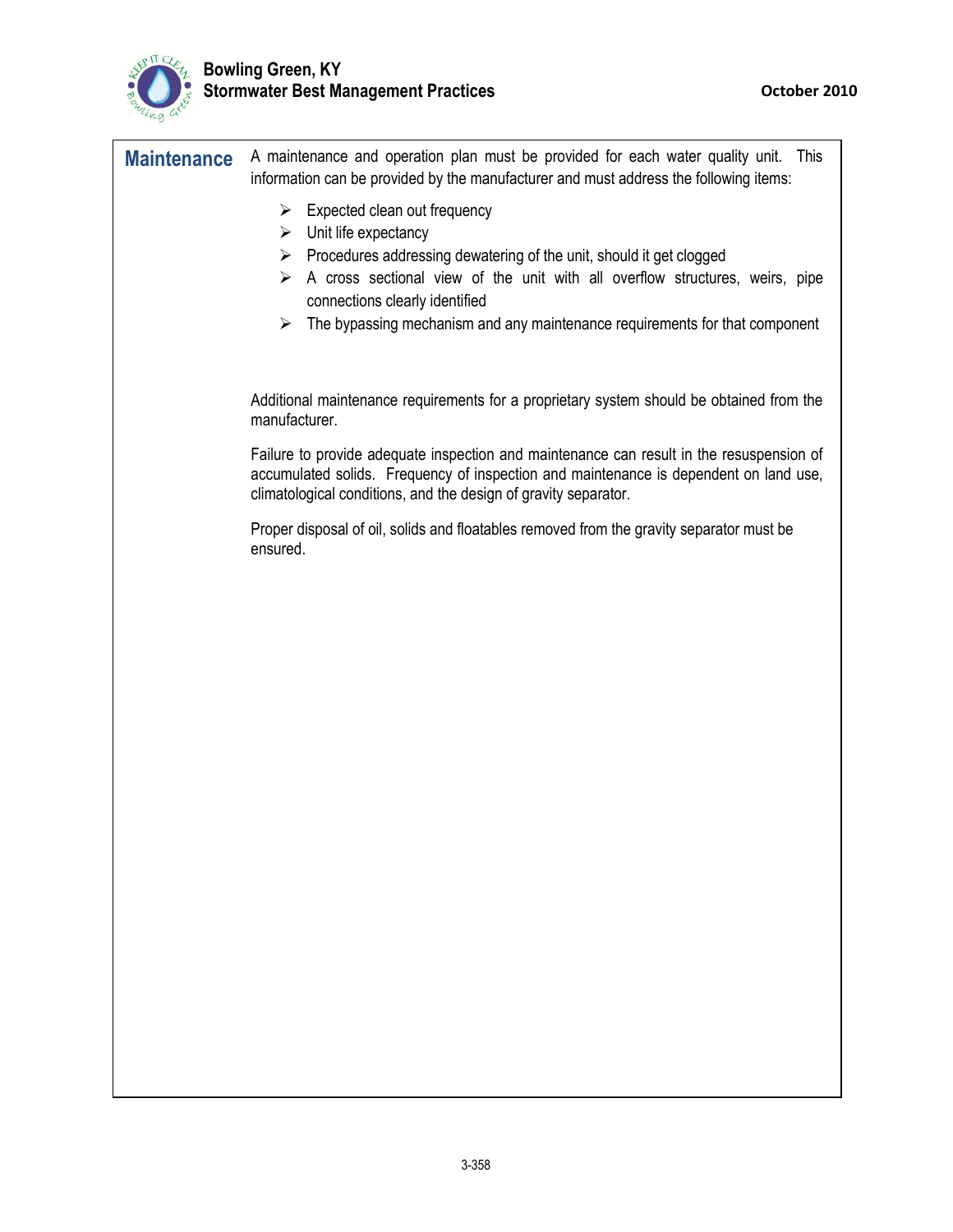## Maintenance

A maintenance and operation plan must be provided for each water quality unit. This information can be provided by the manufacturer and must address the following items:

- Expected clean out frequency
- Unit life expectancy
- Procedures addressing dewatering of the unit, should it get clogged
- A cross sectional view of the unit with all overflow structures, weirs, pipe connections clearly identified
- The bypassing mechanism and any maintenance requirements for that component

Additional maintenance requirements for a proprietary system should be obtained from the manufacturer.

Failure to provide adequate inspection and maintenance can result in the resuspension of accumulated solids. Frequency of inspection and maintenance is dependent on land use, climatological conditions, and the design of gravity separator.

Proper disposal of oil, solids and floatables removed from the gravity separator must be ensured.